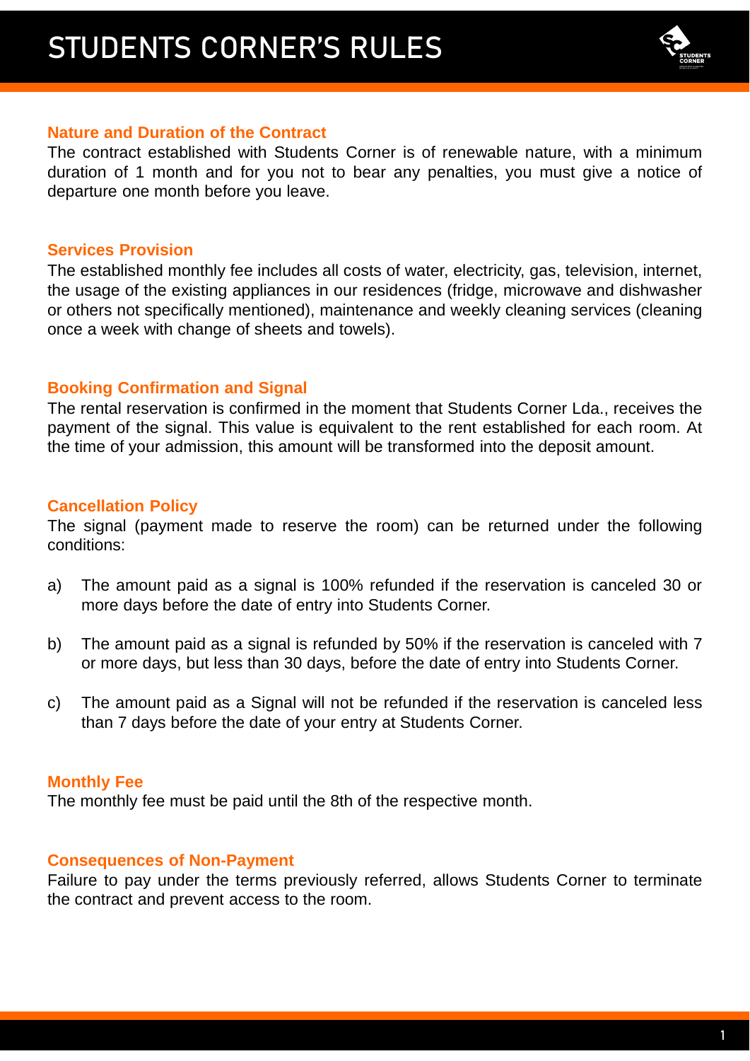# STUDENTS CORNER'S RULES

## Nature and Duration of the Contract

The contract established with Students Corner is of renewable nature, with a minimum duration of 1 month and for you not to bear any penalties, you must give a notice of departure one month before you leave.

## Services Provision

The established monthly fee includes all costs of water, electricity, gas, television, internet, the usage of the existing appliances in our residences (fridge, microwave and dishwasher or others not specifically mentioned), maintenance and weekly cleaning services (cleaning once a week with change of sheets and towels).

## Booking Confirmation and Signal

The rental reservation is confirmed in the moment that Students Corner Lda., receives the payment of the signal. This value is equivalent to the rent established for each room. At the time of your admission, this amount will be transformed into the deposit amount.

## Cancellation Policy

The signal (payment made to reserve the room) can be returned under the following conditions:

a) The amount paid as a signal is 100% refunded if the reservation is canceled 30 or more days before the date of entry into Students Corner.

b) The amount paid as a signal is refunded by 50% if the reservation is canceled with 7 or more days, but less than 30 days, before the date of entry into Students Corner.

c) The amount paid as a Signal will not be refunded if the reservation is canceled less than 7 days before the date of your entry at Students Corner.

## Monthly Fee

The monthly fee must be paid until the 8th of the respective month.

## Consequences of Non-Payment

Failure to pay under the terms previously referred, allows Students Corner to terminate the contract and prevent access to the room.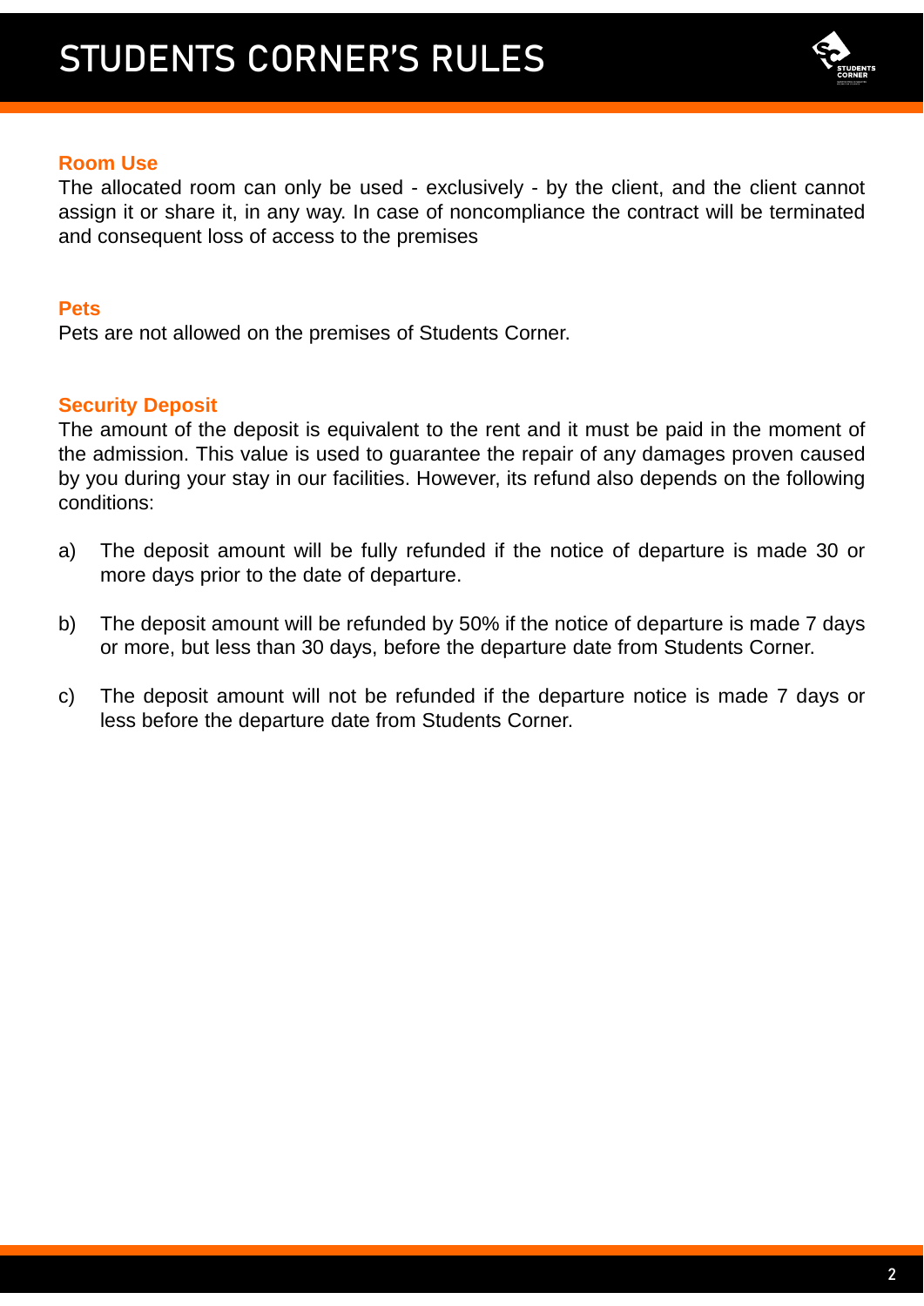## Room Use

The allocated room can only be used - exclusively - by the client, and the client cannot assign it or share it, in any way. In case of noncompliance the contract will be terminated and consequent loss of access to the premises

## Pets

Pets are not allowed on the premises of Students Corner.

## Security Deposit

The amount of the deposit is equivalent to the rent and it must be paid in the moment of the admission. This value is used to guarantee the repair of any damages proven caused by you during your stay in our facilities. However, its refund also depends on the following conditions:

a) The deposit amount will be fully refunded if the notice of departure is made 30 or more days prior to the date of departure.

b) The deposit amount will be refunded by 50% if the notice of departure is made 7 days or more, but less than 30 days, before the departure date from Students Corner.

c) The deposit amount will not be refunded if the departure notice is made 7 days or less before the departure date from Students Corner.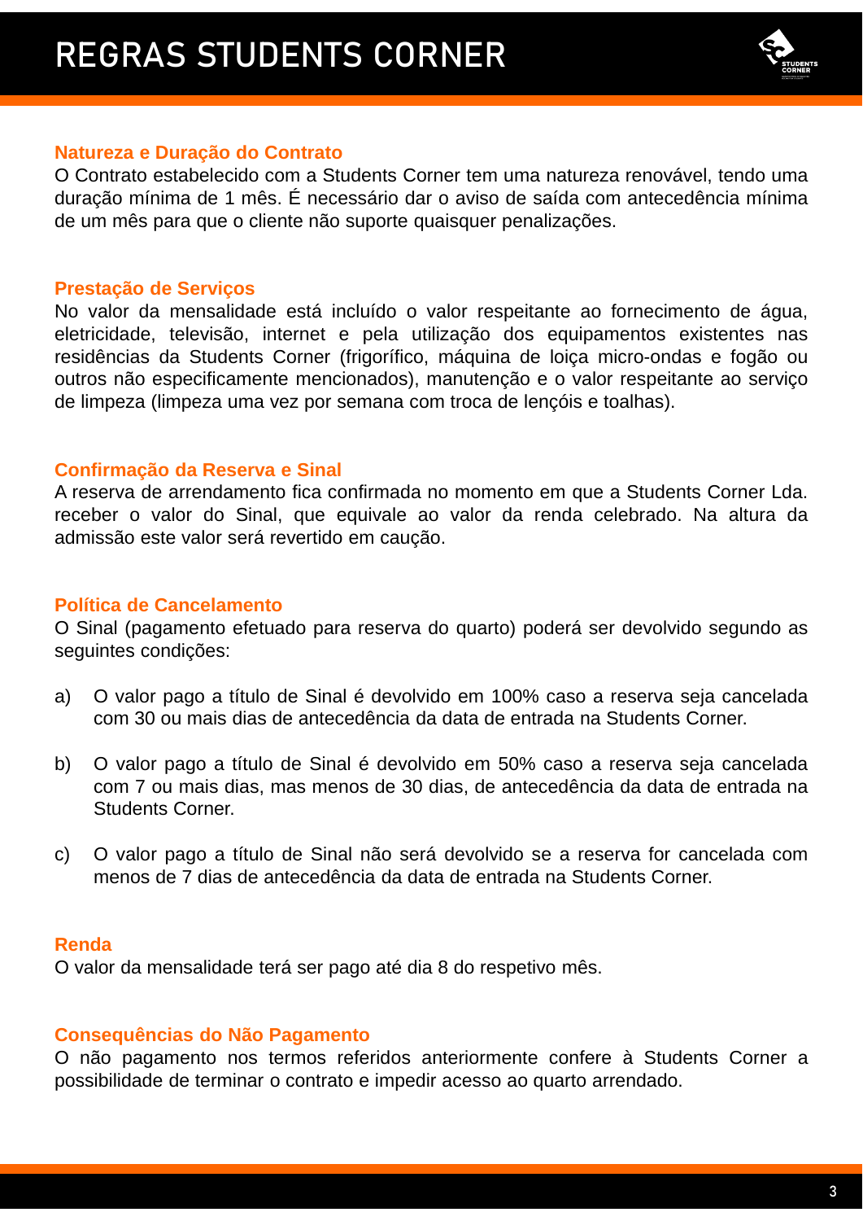# REGRAS STUDENTS CORNER

## Natureza e Duração do Contrato

O Contrato estabelecido com a Students Corner tem uma natureza renovável, tendo uma duração mínima de 1 mês. É necessário dar o aviso de saída com antecedência mínima de um mês para que o cliente não suporte quaisquer penalizações.

## Prestação de Serviços

No valor da mensalidade está incluído o valor respeitante ao fornecimento de água, eletricidade, televisão, internet e pela utilização dos equipamentos existentes nas residências da Students Corner (frigorífico, máquina de loiça micro-ondas e fogão ou outros não especificamente mencionados), manutenção e o valor respeitante ao serviço de limpeza (limpeza uma vez por semana com troca de lençóis e toalhas).

## Confirmação da Reserva e Sinal

A reserva de arrendamento fica confirmada no momento em que a Students Corner Lda. receber o valor do Sinal, que equivale ao valor da renda celebrado. Na altura da admissão este valor será revertido em caução.

## Política de Cancelamento

O Sinal (pagamento efetuado para reserva do quarto) poderá ser devolvido segundo as seguintes condições:

a) O valor pago a título de Sinal é devolvido em 100% caso a reserva seja cancelada com 30 ou mais dias de antecedência da data de entrada na Students Corner.

b) O valor pago a título de Sinal é devolvido em 50% caso a reserva seja cancelada com 7 ou mais dias, mas menos de 30 dias, de antecedência da data de entrada na Students Corner.

c) O valor pago a título de Sinal não será devolvido se a reserva for cancelada com menos de 7 dias de antecedência da data de entrada na Students Corner.

## Renda

O valor da mensalidade terá ser pago até dia 8 do respetivo mês.

## Consequências do Não Pagamento

O não pagamento nos termos referidos anteriormente confere à Students Corner a possibilidade de terminar o contrato e impedir acesso ao quarto arrendado.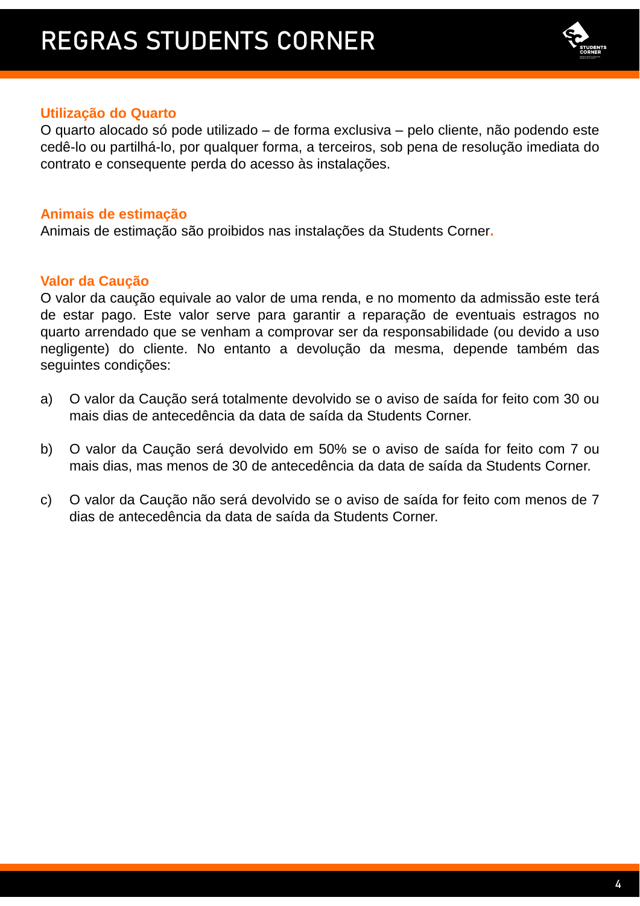## Utilização do Quarto

O quarto alocado só pode utilizado – de forma exclusiva – pelo cliente, não podendo este cedê-lo ou partilhá-lo, por qualquer forma, a terceiros, sob pena de resolução imediata do contrato e consequente perda do acesso às instalações.

## Animais de estimação

Animais de estimação são proibidos nas instalações da Students Corner.

## Valor da Caução

O valor da caução equivale ao valor de uma renda, e no momento da admissão este terá de estar pago. Este valor serve para garantir a reparação de eventuais estragos no quarto arrendado que se venham a comprovar ser da responsabilidade (ou devido a uso negligente) do cliente. No entanto a devolução da mesma, depende também das seguintes condições:

a) O valor da Caução será totalmente devolvido se o aviso de saída for feito com 30 ou mais dias de antecedência da data de saída da Students Corner.

b) O valor da Caução será devolvido em 50% se o aviso de saída for feito com 7 ou mais dias, mas menos de 30 de antecedência da data de saída da Students Corner.

c) O valor da Caução não será devolvido se o aviso de saída for feito com menos de 7 dias de antecedência da data de saída da Students Corner.